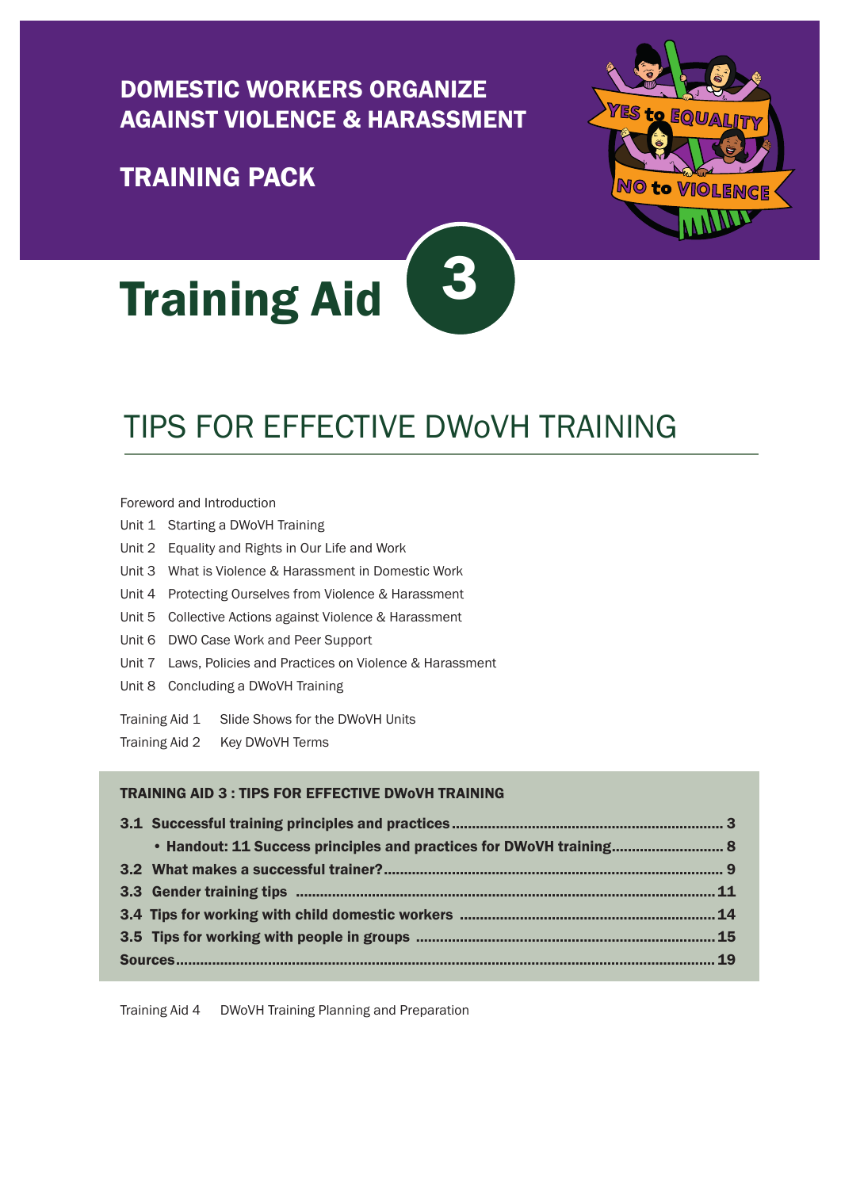**DOMESTIC WORKERS ORGANIZE AGAINST VIOLENCE & HARASSMENT**

**TRAINING PACK**

# Training Aid 3

## TIPS FOR EFFECTIVE DWoVH TRAINING

Foreword and Introduction

- Unit 1 Starting a DWoVH Training
- Unit 2 Equality and Rights in Our Life and Work
- Unit 3 What is Violence & Harassment in Domestic Work
- Unit 4 Protecting Ourselves from Violence & Harassment
- Unit 5 Collective Actions against Violence & Harassment
- Unit 6 DWO Case Work and Peer Support
- Unit 7 Laws, Policies and Practices on Violence & Harassment
- Unit 8 Concluding a DWoVH Training

- Training Aid 1 Slide Shows for the DWoVH Units
- Training Aid 2 Key DWoVH Terms

**TRAINING AID 3 : TIPS FOR EFFECTIVE DWoVH TRAINING**

- **3.1 Successful training principles and practices .......... 3**
  - **Handout: 11 Success principles and practices for DWoVH training .......... 8**
- **3.2 What makes a successful trainer? .......... 9**
- **3.3 Gender training tips .......... 11**
- **3.4 Tips for working with child domestic workers .......... 14**
- **3.5 Tips for working with people in groups .......... 15**
- **Sources .......... 19**

Training Aid 4 DWoVH Training Planning and Preparation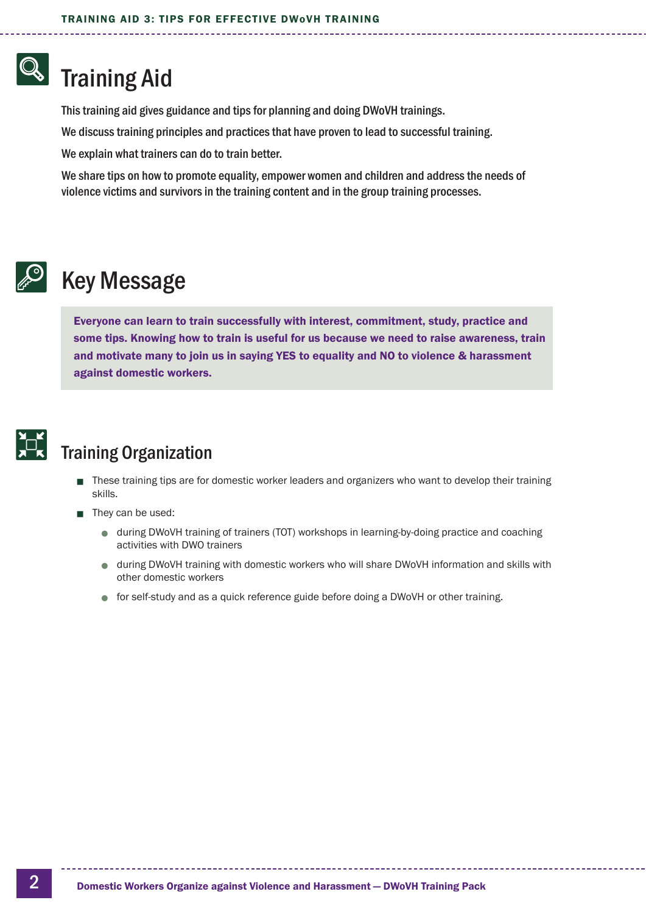## Training Aid

This training aid gives guidance and tips for planning and doing DWoVH trainings.

We discuss training principles and practices that have proven to lead to successful training.

We explain what trainers can do to train better.

We share tips on how to promote equality, empower women and children and address the needs of violence victims and survivors in the training content and in the group training processes.

## Key Message

**Everyone can learn to train successfully with interest, commitment, study, practice and some tips. Knowing how to train is useful for us because we need to raise awareness, train and motivate many to join us in saying YES to equality and NO to violence & harassment against domestic workers.**

## Training Organization

- These training tips are for domestic worker leaders and organizers who want to develop their training skills.
- They can be used:
  - during DWoVH training of trainers (TOT) workshops in learning-by-doing practice and coaching activities with DWO trainers
  - during DWoVH training with domestic workers who will share DWoVH information and skills with other domestic workers
  - for self-study and as a quick reference guide before doing a DWoVH or other training.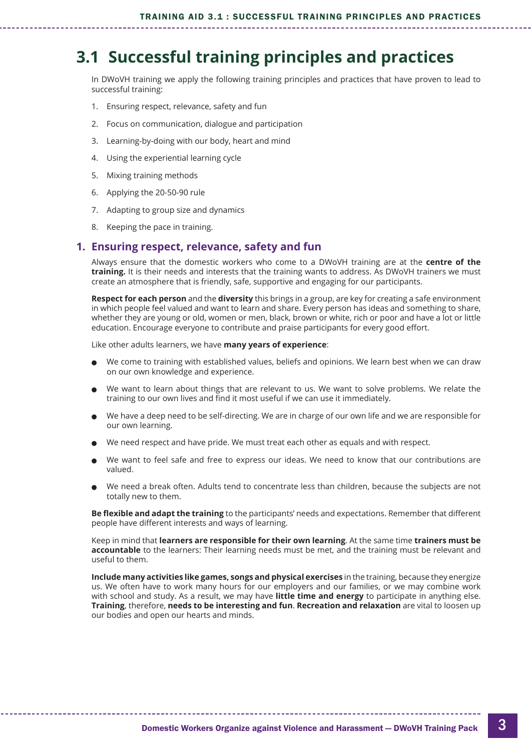# 3.1 Successful training principles and practices

In DWoVH training we apply the following training principles and practices that have proven to lead to successful training:

1. Ensuring respect, relevance, safety and fun
2. Focus on communication, dialogue and participation
3. Learning-by-doing with our body, heart and mind
4. Using the experiential learning cycle
5. Mixing training methods
6. Applying the 20-50-90 rule
7. Adapting to group size and dynamics
8. Keeping the pace in training.

## 1. Ensuring respect, relevance, safety and fun

Always ensure that the domestic workers who come to a DWoVH training are at the **centre of the training.** It is their needs and interests that the training wants to address. As DWoVH trainers we must create an atmosphere that is friendly, safe, supportive and engaging for our participants.

**Respect for each person** and the **diversity** this brings in a group, are key for creating a safe environment in which people feel valued and want to learn and share. Every person has ideas and something to share, whether they are young or old, women or men, black, brown or white, rich or poor and have a lot or little education. Encourage everyone to contribute and praise participants for every good effort.

Like other adults learners, we have **many years of experience**:

- We come to training with established values, beliefs and opinions. We learn best when we can draw on our own knowledge and experience.
- We want to learn about things that are relevant to us. We want to solve problems. We relate the training to our own lives and find it most useful if we can use it immediately.
- We have a deep need to be self-directing. We are in charge of our own life and we are responsible for our own learning.
- We need respect and have pride. We must treat each other as equals and with respect.
- We want to feel safe and free to express our ideas. We need to know that our contributions are valued.
- We need a break often. Adults tend to concentrate less than children, because the subjects are not totally new to them.

**Be flexible and adapt the training** to the participants' needs and expectations. Remember that different people have different interests and ways of learning.

Keep in mind that **learners are responsible for their own learning**. At the same time **trainers must be accountable** to the learners: Their learning needs must be met, and the training must be relevant and useful to them.

**Include many activities like games, songs and physical exercises** in the training, because they energize us. We often have to work many hours for our employers and our families, or we may combine work with school and study. As a result, we may have **little time and energy** to participate in anything else. **Training**, therefore, **needs to be interesting and fun**. **Recreation and relaxation** are vital to loosen up our bodies and open our hearts and minds.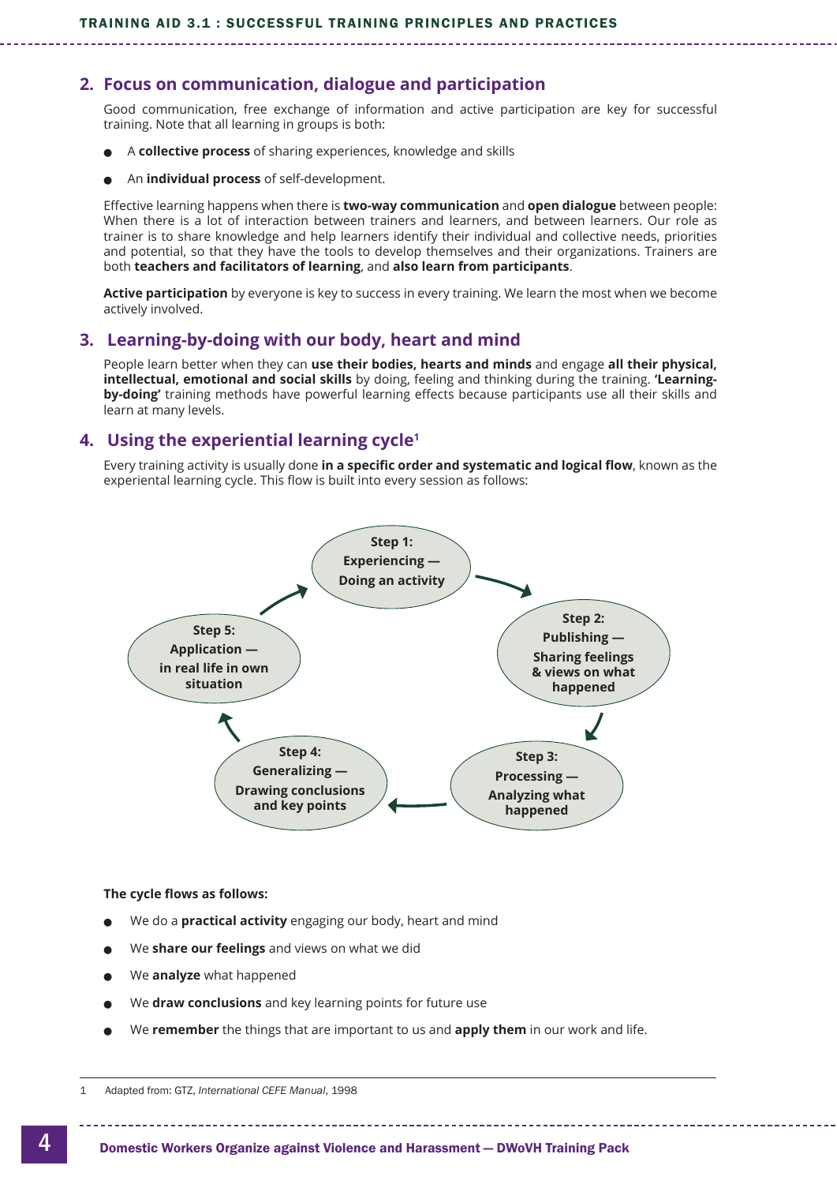## 2. Focus on communication, dialogue and participation

Good communication, free exchange of information and active participation are key for successful training. Note that all learning in groups is both:

- A **collective process** of sharing experiences, knowledge and skills
- An **individual process** of self-development.

Effective learning happens when there is **two-way communication** and **open dialogue** between people: When there is a lot of interaction between trainers and learners, and between learners. Our role as trainer is to share knowledge and help learners identify their individual and collective needs, priorities and potential, so that they have the tools to develop themselves and their organizations. Trainers are both **teachers and facilitators of learning**, and **also learn from participants**.

**Active participation** by everyone is key to success in every training. We learn the most when we become actively involved.

## 3. Learning-by-doing with our body, heart and mind

People learn better when they can **use their bodies, hearts and minds** and engage **all their physical, intellectual, emotional and social skills** by doing, feeling and thinking during the training. **'Learning-by-doing'** training methods have powerful learning effects because participants use all their skills and learn at many levels.

## 4. Using the experiential learning cycle[1]

Every training activity is usually done **in a specific order and systematic and logical flow**, known as the experiential learning cycle. This flow is built into every session as follows:

**Step 1:** Experiencing — Doing an activity → **Step 2:** Publishing — Sharing feelings & views on what happened → **Step 3:** Processing — Analyzing what happened → **Step 4:** Generalizing — Drawing conclusions and key points → **Step 5:** Application — in real life in own situation → (back to Step 1)

**The cycle flows as follows:**

- We do a **practical activity** engaging our body, heart and mind
- We **share our feelings** and views on what we did
- We **analyze** what happened
- We **draw conclusions** and key learning points for future use
- We **remember** the things that are important to us and **apply them** in our work and life.

---

1 Adapted from: GTZ, *International CEFE Manual*, 1998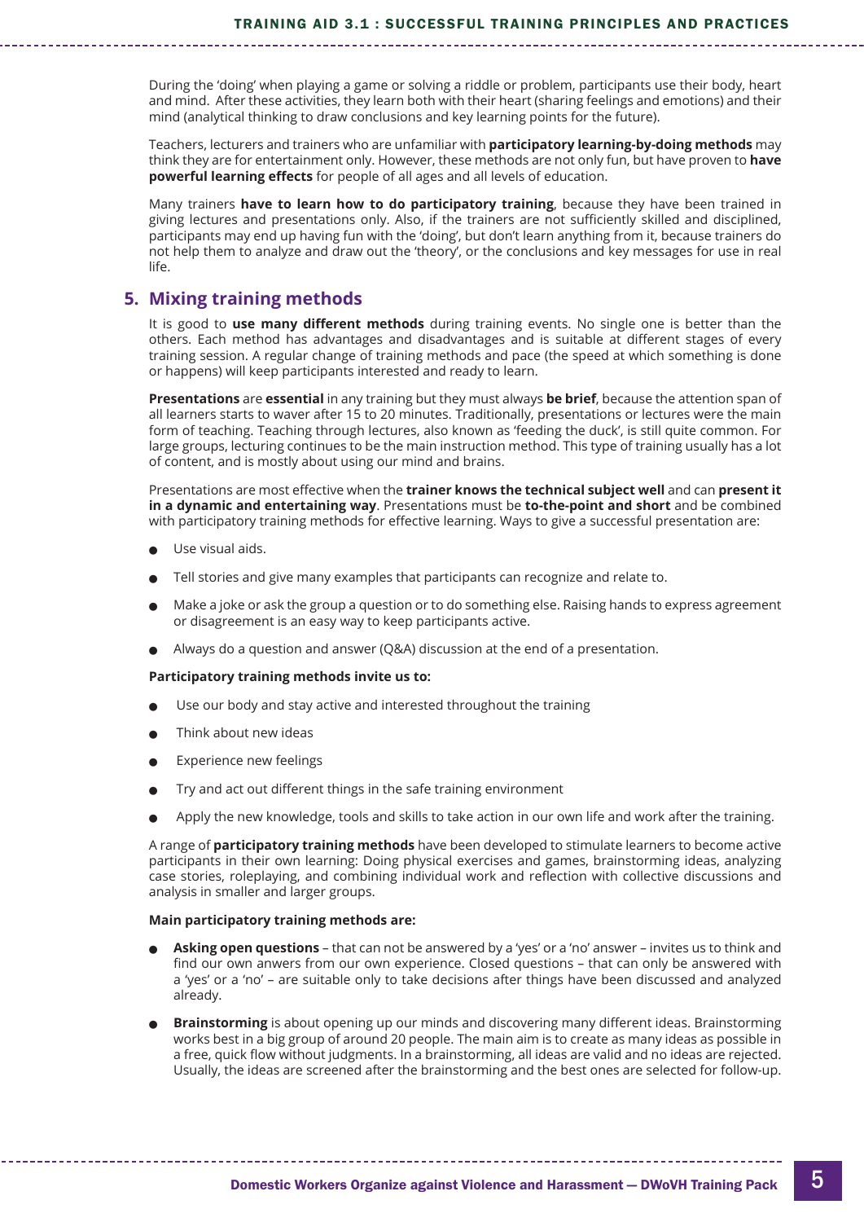During the 'doing' when playing a game or solving a riddle or problem, participants use their body, heart and mind. After these activities, they learn both with their heart (sharing feelings and emotions) and their mind (analytical thinking to draw conclusions and key learning points for the future).

Teachers, lecturers and trainers who are unfamiliar with **participatory learning-by-doing methods** may think they are for entertainment only. However, these methods are not only fun, but have proven to **have powerful learning effects** for people of all ages and all levels of education.

Many trainers **have to learn how to do participatory training**, because they have been trained in giving lectures and presentations only. Also, if the trainers are not sufficiently skilled and disciplined, participants may end up having fun with the 'doing', but don't learn anything from it, because trainers do not help them to analyze and draw out the 'theory', or the conclusions and key messages for use in real life.

## 5. Mixing training methods

It is good to **use many different methods** during training events. No single one is better than the others. Each method has advantages and disadvantages and is suitable at different stages of every training session. A regular change of training methods and pace (the speed at which something is done or happens) will keep participants interested and ready to learn.

**Presentations** are **essential** in any training but they must always **be brief**, because the attention span of all learners starts to waver after 15 to 20 minutes. Traditionally, presentations or lectures were the main form of teaching. Teaching through lectures, also known as 'feeding the duck', is still quite common. For large groups, lecturing continues to be the main instruction method. This type of training usually has a lot of content, and is mostly about using our mind and brains.

Presentations are most effective when the **trainer knows the technical subject well** and can **present it in a dynamic and entertaining way**. Presentations must be **to-the-point and short** and be combined with participatory training methods for effective learning. Ways to give a successful presentation are:

- Use visual aids.
- Tell stories and give many examples that participants can recognize and relate to.
- Make a joke or ask the group a question or to do something else. Raising hands to express agreement or disagreement is an easy way to keep participants active.
- Always do a question and answer (Q&A) discussion at the end of a presentation.

**Participatory training methods invite us to:**

- Use our body and stay active and interested throughout the training
- Think about new ideas
- Experience new feelings
- Try and act out different things in the safe training environment
- Apply the new knowledge, tools and skills to take action in our own life and work after the training.

A range of **participatory training methods** have been developed to stimulate learners to become active participants in their own learning: Doing physical exercises and games, brainstorming ideas, analyzing case stories, roleplaying, and combining individual work and reflection with collective discussions and analysis in smaller and larger groups.

**Main participatory training methods are:**

- **Asking open questions** – that can not be answered by a 'yes' or a 'no' answer – invites us to think and find our own anwers from our own experience. Closed questions – that can only be answered with a 'yes' or a 'no' – are suitable only to take decisions after things have been discussed and analyzed already.
- **Brainstorming** is about opening up our minds and discovering many different ideas. Brainstorming works best in a big group of around 20 people. The main aim is to create as many ideas as possible in a free, quick flow without judgments. In a brainstorming, all ideas are valid and no ideas are rejected. Usually, the ideas are screened after the brainstorming and the best ones are selected for follow-up.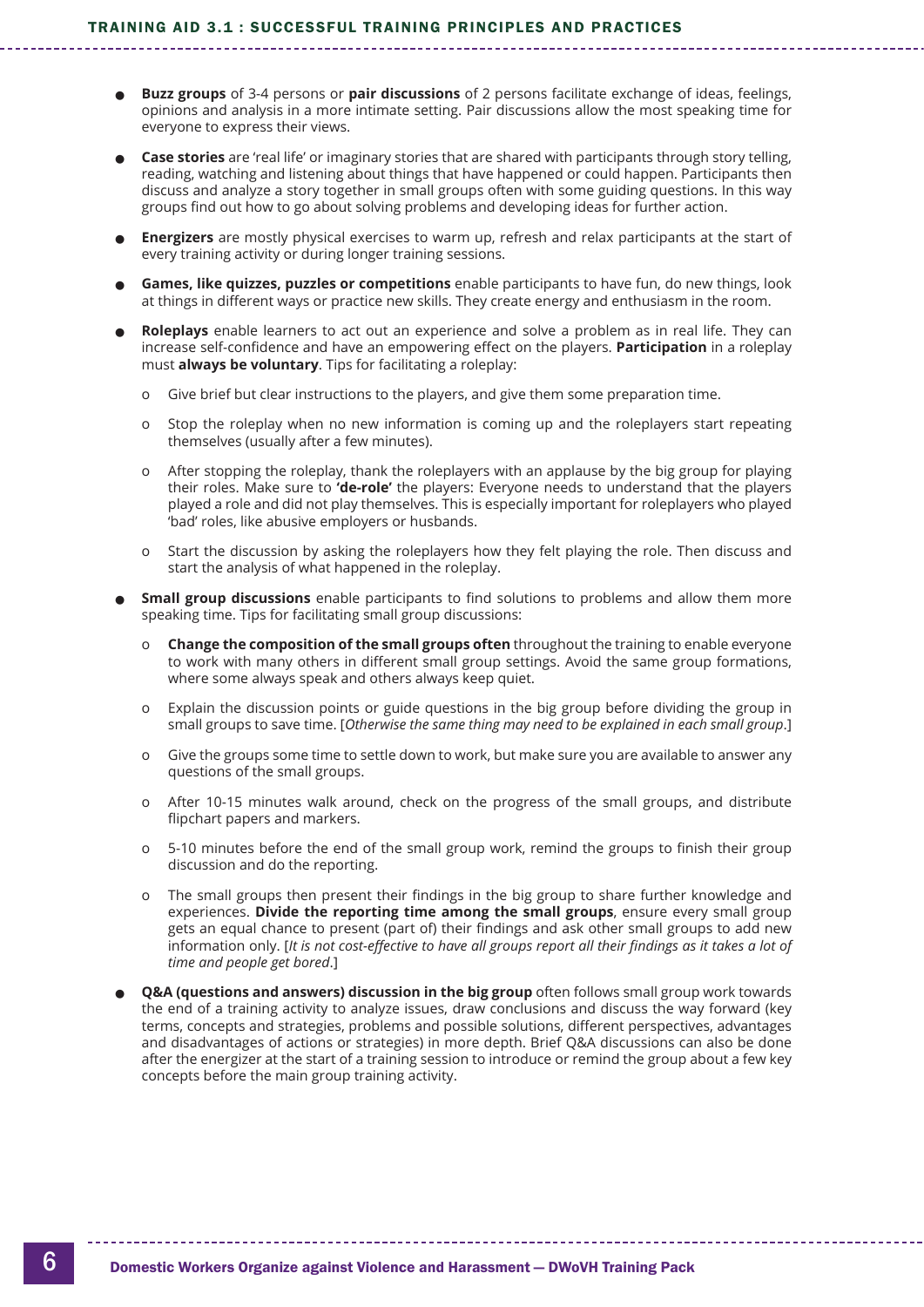- **Buzz groups** of 3-4 persons or **pair discussions** of 2 persons facilitate exchange of ideas, feelings, opinions and analysis in a more intimate setting. Pair discussions allow the most speaking time for everyone to express their views.
- **Case stories** are 'real life' or imaginary stories that are shared with participants through story telling, reading, watching and listening about things that have happened or could happen. Participants then discuss and analyze a story together in small groups often with some guiding questions. In this way groups find out how to go about solving problems and developing ideas for further action.
- **Energizers** are mostly physical exercises to warm up, refresh and relax participants at the start of every training activity or during longer training sessions.
- **Games, like quizzes, puzzles or competitions** enable participants to have fun, do new things, look at things in different ways or practice new skills. They create energy and enthusiasm in the room.
- **Roleplays** enable learners to act out an experience and solve a problem as in real life. They can increase self-confidence and have an empowering effect on the players. **Participation** in a roleplay must **always be voluntary**. Tips for facilitating a roleplay:
  - Give brief but clear instructions to the players, and give them some preparation time.
  - Stop the roleplay when no new information is coming up and the roleplayers start repeating themselves (usually after a few minutes).
  - After stopping the roleplay, thank the roleplayers with an applause by the big group for playing their roles. Make sure to **'de-role'** the players: Everyone needs to understand that the players played a role and did not play themselves. This is especially important for roleplayers who played 'bad' roles, like abusive employers or husbands.
  - Start the discussion by asking the roleplayers how they felt playing the role. Then discuss and start the analysis of what happened in the roleplay.
- **Small group discussions** enable participants to find solutions to problems and allow them more speaking time. Tips for facilitating small group discussions:
  - **Change the composition of the small groups often** throughout the training to enable everyone to work with many others in different small group settings. Avoid the same group formations, where some always speak and others always keep quiet.
  - Explain the discussion points or guide questions in the big group before dividing the group in small groups to save time. [*Otherwise the same thing may need to be explained in each small group*.]
  - Give the groups some time to settle down to work, but make sure you are available to answer any questions of the small groups.
  - After 10-15 minutes walk around, check on the progress of the small groups, and distribute flipchart papers and markers.
  - 5-10 minutes before the end of the small group work, remind the groups to finish their group discussion and do the reporting.
  - The small groups then present their findings in the big group to share further knowledge and experiences. **Divide the reporting time among the small groups**, ensure every small group gets an equal chance to present (part of) their findings and ask other small groups to add new information only. [*It is not cost-effective to have all groups report all their findings as it takes a lot of time and people get bored*.]
- **Q&A (questions and answers) discussion in the big group** often follows small group work towards the end of a training activity to analyze issues, draw conclusions and discuss the way forward (key terms, concepts and strategies, problems and possible solutions, different perspectives, advantages and disadvantages of actions or strategies) in more depth. Brief Q&A discussions can also be done after the energizer at the start of a training session to introduce or remind the group about a few key concepts before the main group training activity.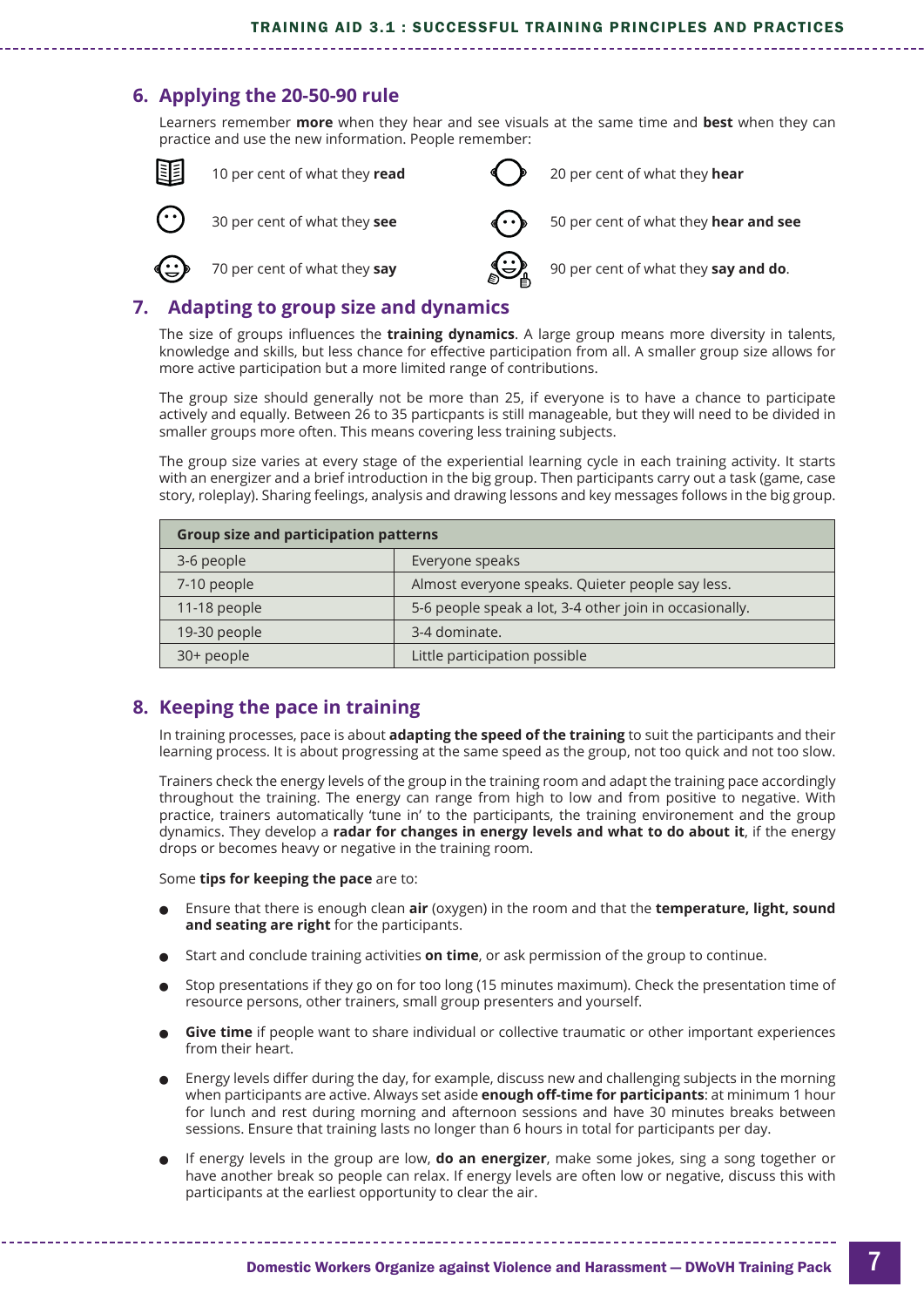## 6. Applying the 20-50-90 rule

Learners remember **more** when they hear and see visuals at the same time and **best** when they can practice and use the new information. People remember:

- 10 per cent of what they **read**
- 20 per cent of what they **hear**
- 30 per cent of what they **see**
- 50 per cent of what they **hear and see**
- 70 per cent of what they **say**
- 90 per cent of what they **say and do**.

## 7. Adapting to group size and dynamics

The size of groups influences the **training dynamics**. A large group means more diversity in talents, knowledge and skills, but less chance for effective participation from all. A smaller group size allows for more active participation but a more limited range of contributions.

The group size should generally not be more than 25, if everyone is to have a chance to participate actively and equally. Between 26 to 35 particpants is still manageable, but they will need to be divided in smaller groups more often. This means covering less training subjects.

The group size varies at every stage of the experiential learning cycle in each training activity. It starts with an energizer and a brief introduction in the big group. Then participants carry out a task (game, case story, roleplay). Sharing feelings, analysis and drawing lessons and key messages follows in the big group.

| Group size and participation patterns | |
|---|---|
| 3-6 people | Everyone speaks |
| 7-10 people | Almost everyone speaks. Quieter people say less. |
| 11-18 people | 5-6 people speak a lot, 3-4 other join in occasionally. |
| 19-30 people | 3-4 dominate. |
| 30+ people | Little participation possible |

## 8. Keeping the pace in training

In training processes, pace is about **adapting the speed of the training** to suit the participants and their learning process. It is about progressing at the same speed as the group, not too quick and not too slow.

Trainers check the energy levels of the group in the training room and adapt the training pace accordingly throughout the training. The energy can range from high to low and from positive to negative. With practice, trainers automatically 'tune in' to the participants, the training environement and the group dynamics. They develop a **radar for changes in energy levels and what to do about it**, if the energy drops or becomes heavy or negative in the training room.

Some **tips for keeping the pace** are to:

- Ensure that there is enough clean **air** (oxygen) in the room and that the **temperature, light, sound and seating are right** for the participants.
- Start and conclude training activities **on time**, or ask permission of the group to continue.
- Stop presentations if they go on for too long (15 minutes maximum). Check the presentation time of resource persons, other trainers, small group presenters and yourself.
- **Give time** if people want to share individual or collective traumatic or other important experiences from their heart.
- Energy levels differ during the day, for example, discuss new and challenging subjects in the morning when participants are active. Always set aside **enough off-time for participants**: at minimum 1 hour for lunch and rest during morning and afternoon sessions and have 30 minutes breaks between sessions. Ensure that training lasts no longer than 6 hours in total for participants per day.
- If energy levels in the group are low, **do an energizer**, make some jokes, sing a song together or have another break so people can relax. If energy levels are often low or negative, discuss this with participants at the earliest opportunity to clear the air.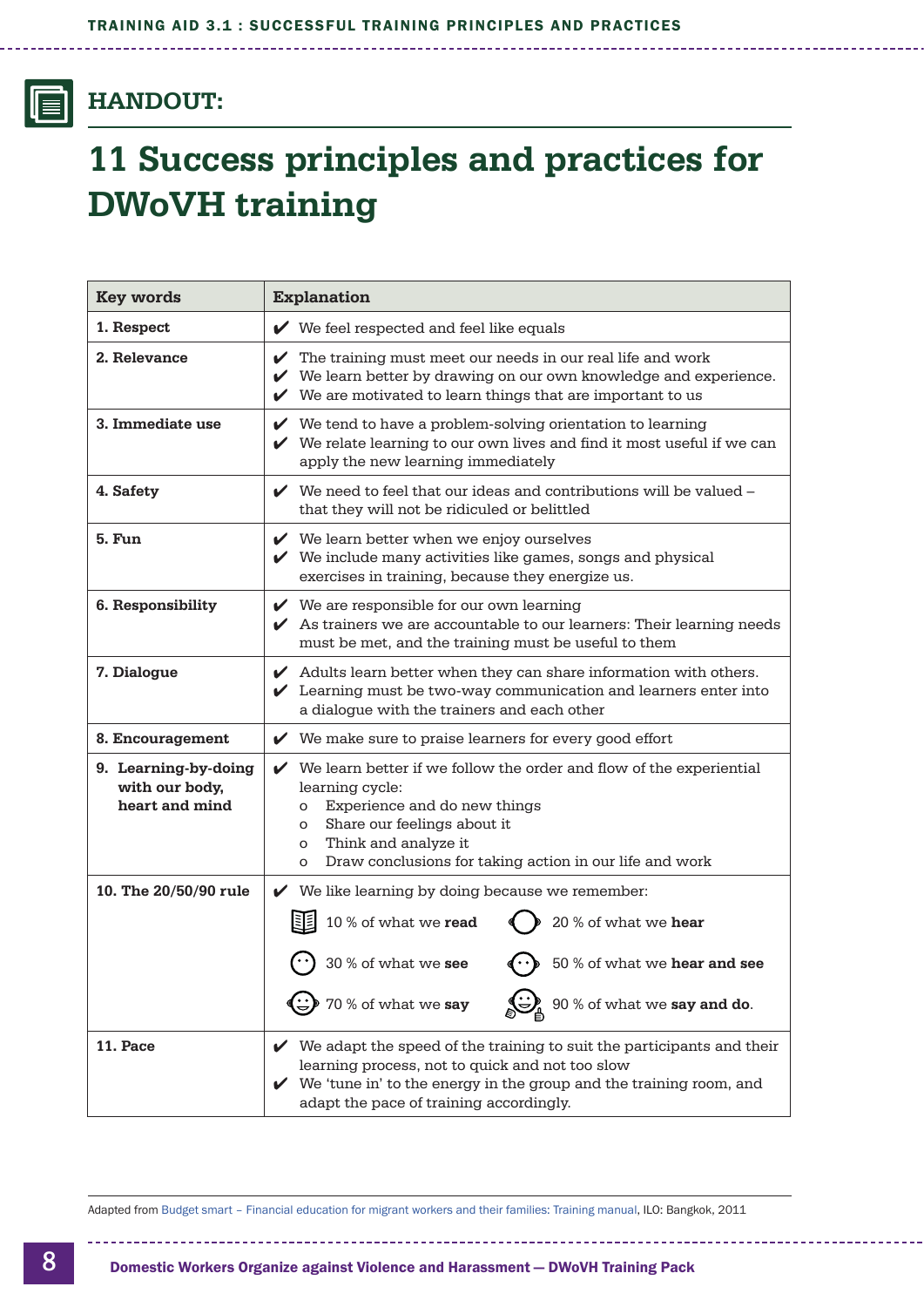## HANDOUT:

# 11 Success principles and practices for DWoVH training

| Key words | Explanation |
|---|---|
| **1. Respect** | ✔ We feel respected and feel like equals |
| **2. Relevance** | ✔ The training must meet our needs in our real life and work<br>✔ We learn better by drawing on our own knowledge and experience.<br>✔ We are motivated to learn things that are important to us |
| **3. Immediate use** | ✔ We tend to have a problem-solving orientation to learning<br>✔ We relate learning to our own lives and find it most useful if we can apply the new learning immediately |
| **4. Safety** | ✔ We need to feel that our ideas and contributions will be valued – that they will not be ridiculed or belittled |
| **5. Fun** | ✔ We learn better when we enjoy ourselves<br>✔ We include many activities like games, songs and physical exercises in training, because they energize us. |
| **6. Responsibility** | ✔ We are responsible for our own learning<br>✔ As trainers we are accountable to our learners: Their learning needs must be met, and the training must be useful to them |
| **7. Dialogue** | ✔ Adults learn better when they can share information with others.<br>✔ Learning must be two-way communication and learners enter into a dialogue with the trainers and each other |
| **8. Encouragement** | ✔ We make sure to praise learners for every good effort |
| **9. Learning-by-doing with our body, heart and mind** | ✔ We learn better if we follow the order and flow of the experiential learning cycle:<br>o Experience and do new things<br>o Share our feelings about it<br>o Think and analyze it<br>o Draw conclusions for taking action in our life and work |
| **10. The 20/50/90 rule** | ✔ We like learning by doing because we remember:<br>10 % of what we **read**<br>20 % of what we **hear**<br>30 % of what we **see**<br>50 % of what we **hear and see**<br>70 % of what we **say**<br>90 % of what we **say and do**. |
| **11. Pace** | ✔ We adapt the speed of the training to suit the participants and their learning process, not to quick and not too slow<br>✔ We 'tune in' to the energy in the group and the training room, and adapt the pace of training accordingly. |

Adapted from Budget smart – Financial education for migrant workers and their families: Training manual, ILO: Bangkok, 2011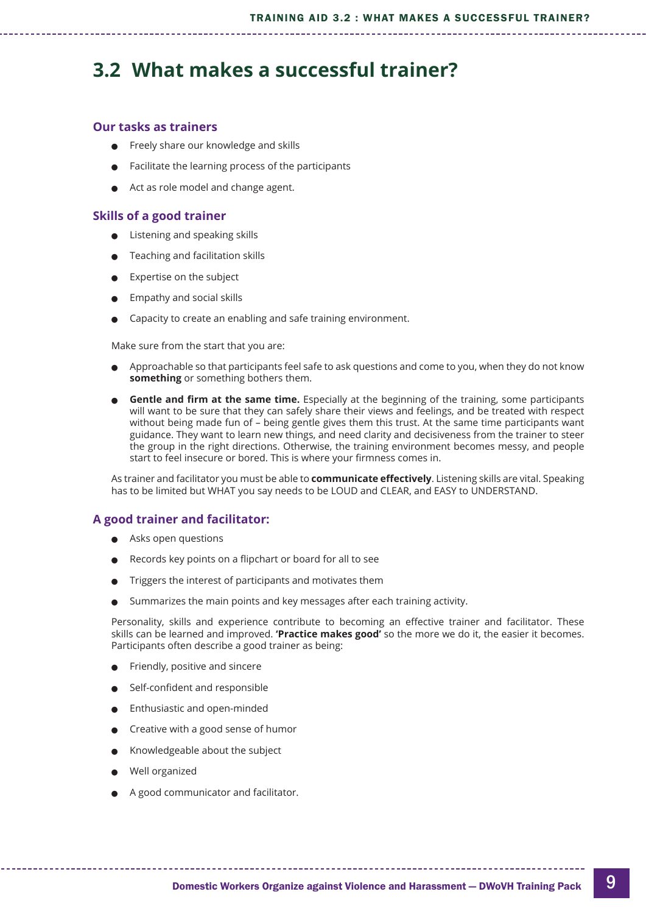## 3.2 What makes a successful trainer?

### Our tasks as trainers

- Freely share our knowledge and skills
- Facilitate the learning process of the participants
- Act as role model and change agent.

### Skills of a good trainer

- Listening and speaking skills
- Teaching and facilitation skills
- Expertise on the subject
- Empathy and social skills
- Capacity to create an enabling and safe training environment.

Make sure from the start that you are:

- Approachable so that participants feel safe to ask questions and come to you, when they do not know **something** or something bothers them.
- **Gentle and firm at the same time.** Especially at the beginning of the training, some participants will want to be sure that they can safely share their views and feelings, and be treated with respect without being made fun of – being gentle gives them this trust. At the same time participants want guidance. They want to learn new things, and need clarity and decisiveness from the trainer to steer the group in the right directions. Otherwise, the training environment becomes messy, and people start to feel insecure or bored. This is where your firmness comes in.

As trainer and facilitator you must be able to **communicate effectively**. Listening skills are vital. Speaking has to be limited but WHAT you say needs to be LOUD and CLEAR, and EASY to UNDERSTAND.

### A good trainer and facilitator:

- Asks open questions
- Records key points on a flipchart or board for all to see
- Triggers the interest of participants and motivates them
- Summarizes the main points and key messages after each training activity.

Personality, skills and experience contribute to becoming an effective trainer and facilitator. These skills can be learned and improved. **'Practice makes good'** so the more we do it, the easier it becomes. Participants often describe a good trainer as being:

- Friendly, positive and sincere
- Self-confident and responsible
- Enthusiastic and open-minded
- Creative with a good sense of humor
- Knowledgeable about the subject
- Well organized
- A good communicator and facilitator.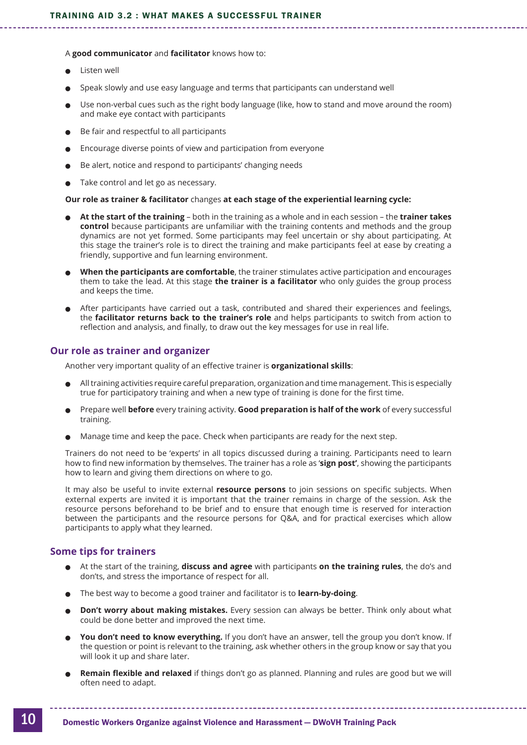A **good communicator** and **facilitator** knows how to:

- Listen well
- Speak slowly and use easy language and terms that participants can understand well
- Use non-verbal cues such as the right body language (like, how to stand and move around the room) and make eye contact with participants
- Be fair and respectful to all participants
- Encourage diverse points of view and participation from everyone
- Be alert, notice and respond to participants' changing needs
- Take control and let go as necessary.

**Our role as trainer & facilitator** changes **at each stage of the experiential learning cycle:**

- **At the start of the training** – both in the training as a whole and in each session – the **trainer takes control** because participants are unfamiliar with the training contents and methods and the group dynamics are not yet formed. Some participants may feel uncertain or shy about participating. At this stage the trainer's role is to direct the training and make participants feel at ease by creating a friendly, supportive and fun learning environment.
- **When the participants are comfortable**, the trainer stimulates active participation and encourages them to take the lead. At this stage **the trainer is a facilitator** who only guides the group process and keeps the time.
- After participants have carried out a task, contributed and shared their experiences and feelings, the **facilitator returns back to the trainer's role** and helps participants to switch from action to reflection and analysis, and finally, to draw out the key messages for use in real life.

## Our role as trainer and organizer

Another very important quality of an effective trainer is **organizational skills**:

- All training activities require careful preparation, organization and time management. This is especially true for participatory training and when a new type of training is done for the first time.
- Prepare well **before** every training activity. **Good preparation is half of the work** of every successful training.
- Manage time and keep the pace. Check when participants are ready for the next step.

Trainers do not need to be 'experts' in all topics discussed during a training. Participants need to learn how to find new information by themselves. The trainer has a role as '**sign post'**, showing the participants how to learn and giving them directions on where to go.

It may also be useful to invite external **resource persons** to join sessions on specific subjects. When external experts are invited it is important that the trainer remains in charge of the session. Ask the resource persons beforehand to be brief and to ensure that enough time is reserved for interaction between the participants and the resource persons for Q&A, and for practical exercises which allow participants to apply what they learned.

## Some tips for trainers

- At the start of the training, **discuss and agree** with participants **on the training rules**, the do's and don'ts, and stress the importance of respect for all.
- The best way to become a good trainer and facilitator is to **learn-by-doing**.
- **Don't worry about making mistakes.** Every session can always be better. Think only about what could be done better and improved the next time.
- **You don't need to know everything.** If you don't have an answer, tell the group you don't know. If the question or point is relevant to the training, ask whether others in the group know or say that you will look it up and share later.
- **Remain flexible and relaxed** if things don't go as planned. Planning and rules are good but we will often need to adapt.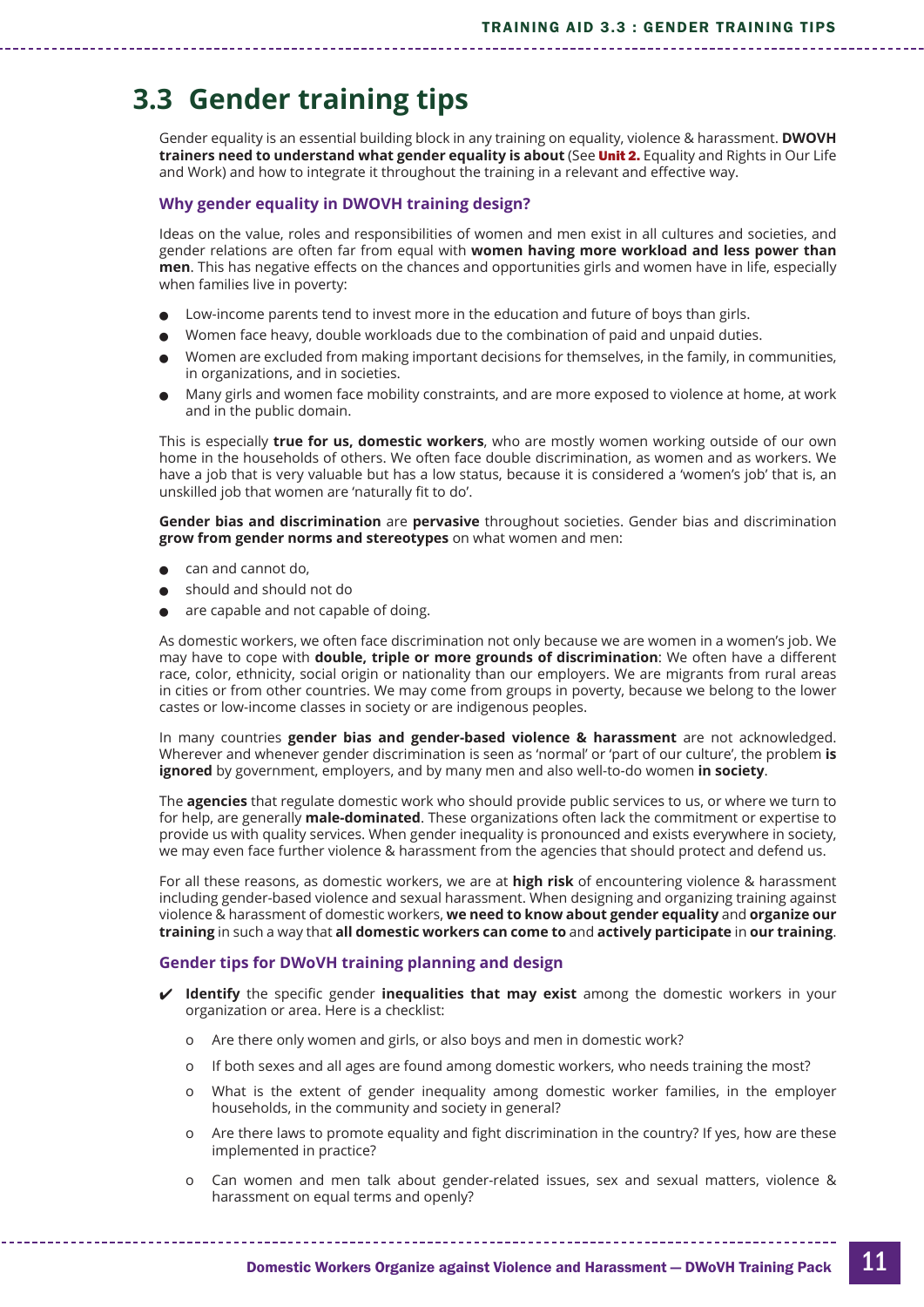## 3.3 Gender training tips

Gender equality is an essential building block in any training on equality, violence & harassment. **DWOVH trainers need to understand what gender equality is about** (See **Unit 2.** Equality and Rights in Our Life and Work) and how to integrate it throughout the training in a relevant and effective way.

### Why gender equality in DWOVH training design?

Ideas on the value, roles and responsibilities of women and men exist in all cultures and societies, and gender relations are often far from equal with **women having more workload and less power than men**. This has negative effects on the chances and opportunities girls and women have in life, especially when families live in poverty:

- Low-income parents tend to invest more in the education and future of boys than girls.
- Women face heavy, double workloads due to the combination of paid and unpaid duties.
- Women are excluded from making important decisions for themselves, in the family, in communities, in organizations, and in societies.
- Many girls and women face mobility constraints, and are more exposed to violence at home, at work and in the public domain.

This is especially **true for us, domestic workers**, who are mostly women working outside of our own home in the households of others. We often face double discrimination, as women and as workers. We have a job that is very valuable but has a low status, because it is considered a 'women's job' that is, an unskilled job that women are 'naturally fit to do'.

**Gender bias and discrimination** are **pervasive** throughout societies. Gender bias and discrimination **grow from gender norms and stereotypes** on what women and men:

- can and cannot do,
- should and should not do
- are capable and not capable of doing.

As domestic workers, we often face discrimination not only because we are women in a women's job. We may have to cope with **double, triple or more grounds of discrimination**: We often have a different race, color, ethnicity, social origin or nationality than our employers. We are migrants from rural areas in cities or from other countries. We may come from groups in poverty, because we belong to the lower castes or low-income classes in society or are indigenous peoples.

In many countries **gender bias and gender-based violence & harassment** are not acknowledged. Wherever and whenever gender discrimination is seen as 'normal' or 'part of our culture', the problem **is ignored** by government, employers, and by many men and also well-to-do women **in society**.

The **agencies** that regulate domestic work who should provide public services to us, or where we turn to for help, are generally **male-dominated**. These organizations often lack the commitment or expertise to provide us with quality services. When gender inequality is pronounced and exists everywhere in society, we may even face further violence & harassment from the agencies that should protect and defend us.

For all these reasons, as domestic workers, we are at **high risk** of encountering violence & harassment including gender-based violence and sexual harassment. When designing and organizing training against violence & harassment of domestic workers, **we need to know about gender equality** and **organize our training** in such a way that **all domestic workers can come to** and **actively participate** in **our training**.

### Gender tips for DWoVH training planning and design

- ✔ **Identify** the specific gender **inequalities that may exist** among the domestic workers in your organization or area. Here is a checklist:
  - o Are there only women and girls, or also boys and men in domestic work?
  - o If both sexes and all ages are found among domestic workers, who needs training the most?
  - o What is the extent of gender inequality among domestic worker families, in the employer households, in the community and society in general?
  - o Are there laws to promote equality and fight discrimination in the country? If yes, how are these implemented in practice?
  - o Can women and men talk about gender-related issues, sex and sexual matters, violence & harassment on equal terms and openly?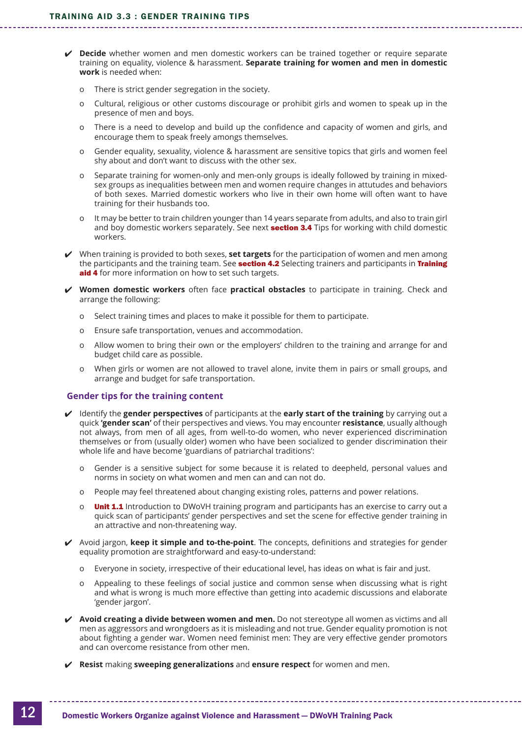- ✔ **Decide** whether women and men domestic workers can be trained together or require separate training on equality, violence & harassment. **Separate training for women and men in domestic work** is needed when:
  - o There is strict gender segregation in the society.
  - o Cultural, religious or other customs discourage or prohibit girls and women to speak up in the presence of men and boys.
  - o There is a need to develop and build up the confidence and capacity of women and girls, and encourage them to speak freely amongs themselves.
  - o Gender equality, sexuality, violence & harassment are sensitive topics that girls and women feel shy about and don't want to discuss with the other sex.
  - o Separate training for women-only and men-only groups is ideally followed by training in mixed-sex groups as inequalities between men and women require changes in attutudes and behaviors of both sexes. Married domestic workers who live in their own home will often want to have training for their husbands too.
  - o It may be better to train children younger than 14 years separate from adults, and also to train girl and boy domestic workers separately. See next **section 3.4** Tips for working with child domestic workers.
- ✔ When training is provided to both sexes, **set targets** for the participation of women and men among the participants and the training team. See **section 4.2** Selecting trainers and participants in **Training aid 4** for more information on how to set such targets.
- ✔ **Women domestic workers** often face **practical obstacles** to participate in training. Check and arrange the following:
  - o Select training times and places to make it possible for them to participate.
  - o Ensure safe transportation, venues and accommodation.
  - o Allow women to bring their own or the employers' children to the training and arrange for and budget child care as possible.
  - o When girls or women are not allowed to travel alone, invite them in pairs or small groups, and arrange and budget for safe transportation.

### Gender tips for the training content

- ✔ Identify the **gender perspectives** of participants at the **early start of the training** by carrying out a quick **'gender scan'** of their perspectives and views. You may encounter **resistance**, usually although not always, from men of all ages, from well-to-do women, who never experienced discrimination themselves or from (usually older) women who have been socialized to gender discrimination their whole life and have become 'guardians of patriarchal traditions':
  - o Gender is a sensitive subject for some because it is related to deepheld, personal values and norms in society on what women and men can and can not do.
  - o People may feel threatened about changing existing roles, patterns and power relations.
  - o **Unit 1.1** Introduction to DWoVH training program and participants has an exercise to carry out a quick scan of participants' gender perspectives and set the scene for effective gender training in an attractive and non-threatening way.
- ✔ Avoid jargon, **keep it simple and to-the-point**. The concepts, definitions and strategies for gender equality promotion are straightforward and easy-to-understand:
  - o Everyone in society, irrespective of their educational level, has ideas on what is fair and just.
  - o Appealing to these feelings of social justice and common sense when discussing what is right and what is wrong is much more effective than getting into academic discussions and elaborate 'gender jargon'.
- ✔ **Avoid creating a divide between women and men.** Do not stereotype all women as victims and all men as aggressors and wrongdoers as it is misleading and not true. Gender equality promotion is not about fighting a gender war. Women need feminist men: They are very effective gender promotors and can overcome resistance from other men.
- ✔ **Resist** making **sweeping generalizations** and **ensure respect** for women and men.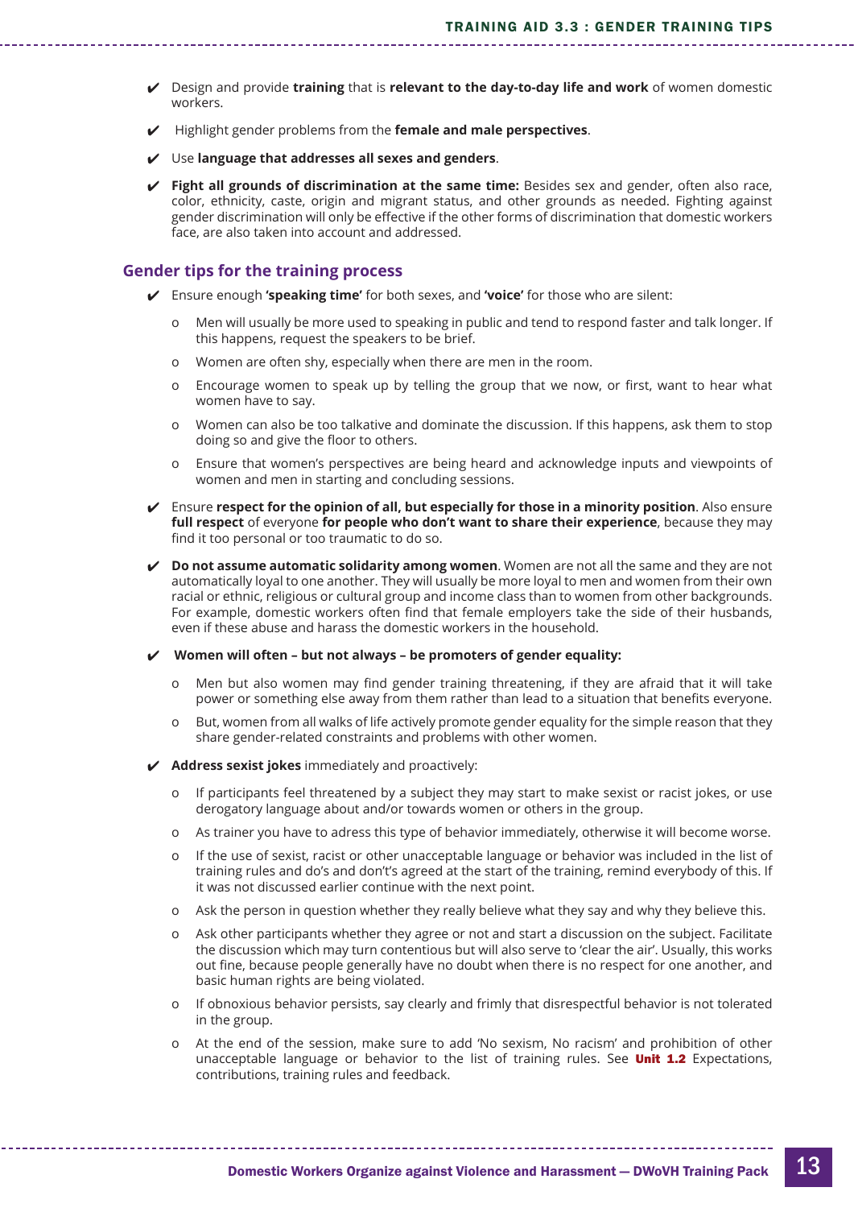- ✔ Design and provide **training** that is **relevant to the day-to-day life and work** of women domestic workers.
- ✔ Highlight gender problems from the **female and male perspectives**.
- ✔ Use **language that addresses all sexes and genders**.
- ✔ **Fight all grounds of discrimination at the same time:** Besides sex and gender, often also race, color, ethnicity, caste, origin and migrant status, and other grounds as needed. Fighting against gender discrimination will only be effective if the other forms of discrimination that domestic workers face, are also taken into account and addressed.

## Gender tips for the training process

- ✔ Ensure enough **'speaking time'** for both sexes, and **'voice'** for those who are silent:
  - Men will usually be more used to speaking in public and tend to respond faster and talk longer. If this happens, request the speakers to be brief.
  - Women are often shy, especially when there are men in the room.
  - Encourage women to speak up by telling the group that we now, or first, want to hear what women have to say.
  - Women can also be too talkative and dominate the discussion. If this happens, ask them to stop doing so and give the floor to others.
  - Ensure that women's perspectives are being heard and acknowledge inputs and viewpoints of women and men in starting and concluding sessions.
- ✔ Ensure **respect for the opinion of all, but especially for those in a minority position**. Also ensure **full respect** of everyone **for people who don't want to share their experience**, because they may find it too personal or too traumatic to do so.
- ✔ **Do not assume automatic solidarity among women**. Women are not all the same and they are not automatically loyal to one another. They will usually be more loyal to men and women from their own racial or ethnic, religious or cultural group and income class than to women from other backgrounds. For example, domestic workers often find that female employers take the side of their husbands, even if these abuse and harass the domestic workers in the household.
- ✔ **Women will often – but not always – be promoters of gender equality:**
  - Men but also women may find gender training threatening, if they are afraid that it will take power or something else away from them rather than lead to a situation that benefits everyone.
  - But, women from all walks of life actively promote gender equality for the simple reason that they share gender-related constraints and problems with other women.
- ✔ **Address sexist jokes** immediately and proactively:
  - If participants feel threatened by a subject they may start to make sexist or racist jokes, or use derogatory language about and/or towards women or others in the group.
  - As trainer you have to adress this type of behavior immediately, otherwise it will become worse.
  - If the use of sexist, racist or other unacceptable language or behavior was included in the list of training rules and do's and don't's agreed at the start of the training, remind everybody of this. If it was not discussed earlier continue with the next point.
  - Ask the person in question whether they really believe what they say and why they believe this.
  - Ask other participants whether they agree or not and start a discussion on the subject. Facilitate the discussion which may turn contentious but will also serve to 'clear the air'. Usually, this works out fine, because people generally have no doubt when there is no respect for one another, and basic human rights are being violated.
  - If obnoxious behavior persists, say clearly and frimly that disrespectful behavior is not tolerated in the group.
  - At the end of the session, make sure to add 'No sexism, No racism' and prohibition of other unacceptable language or behavior to the list of training rules. See **Unit 1.2** Expectations, contributions, training rules and feedback.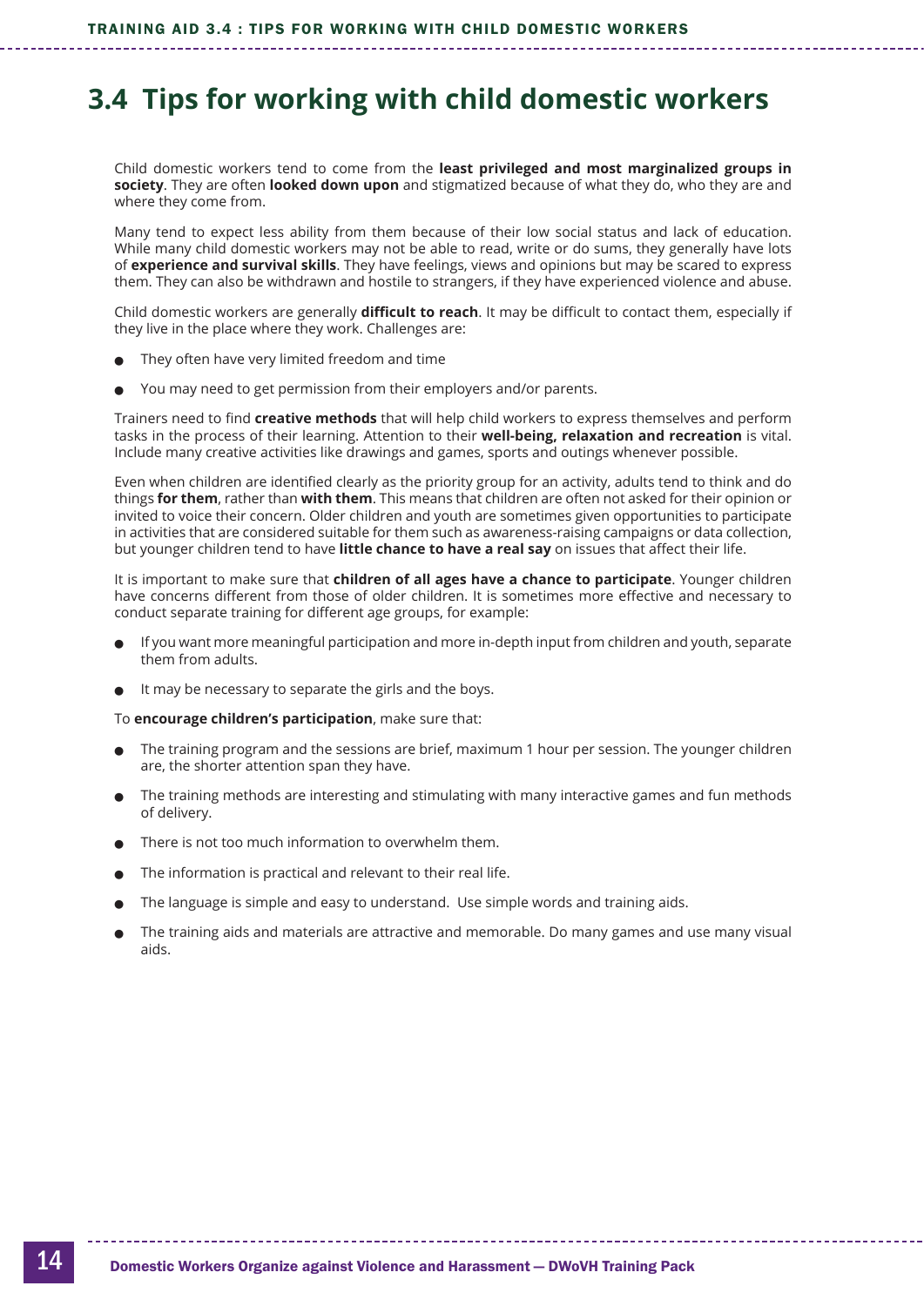## 3.4 Tips for working with child domestic workers

Child domestic workers tend to come from the **least privileged and most marginalized groups in society**. They are often **looked down upon** and stigmatized because of what they do, who they are and where they come from.

Many tend to expect less ability from them because of their low social status and lack of education. While many child domestic workers may not be able to read, write or do sums, they generally have lots of **experience and survival skills**. They have feelings, views and opinions but may be scared to express them. They can also be withdrawn and hostile to strangers, if they have experienced violence and abuse.

Child domestic workers are generally **difficult to reach**. It may be difficult to contact them, especially if they live in the place where they work. Challenges are:

- They often have very limited freedom and time
- You may need to get permission from their employers and/or parents.

Trainers need to find **creative methods** that will help child workers to express themselves and perform tasks in the process of their learning. Attention to their **well-being, relaxation and recreation** is vital. Include many creative activities like drawings and games, sports and outings whenever possible.

Even when children are identified clearly as the priority group for an activity, adults tend to think and do things **for them**, rather than **with them**. This means that children are often not asked for their opinion or invited to voice their concern. Older children and youth are sometimes given opportunities to participate in activities that are considered suitable for them such as awareness-raising campaigns or data collection, but younger children tend to have **little chance to have a real say** on issues that affect their life.

It is important to make sure that **children of all ages have a chance to participate**. Younger children have concerns different from those of older children. It is sometimes more effective and necessary to conduct separate training for different age groups, for example:

- If you want more meaningful participation and more in-depth input from children and youth, separate them from adults.
- It may be necessary to separate the girls and the boys.

To **encourage children's participation**, make sure that:

- The training program and the sessions are brief, maximum 1 hour per session. The younger children are, the shorter attention span they have.
- The training methods are interesting and stimulating with many interactive games and fun methods of delivery.
- There is not too much information to overwhelm them.
- The information is practical and relevant to their real life.
- The language is simple and easy to understand. Use simple words and training aids.
- The training aids and materials are attractive and memorable. Do many games and use many visual aids.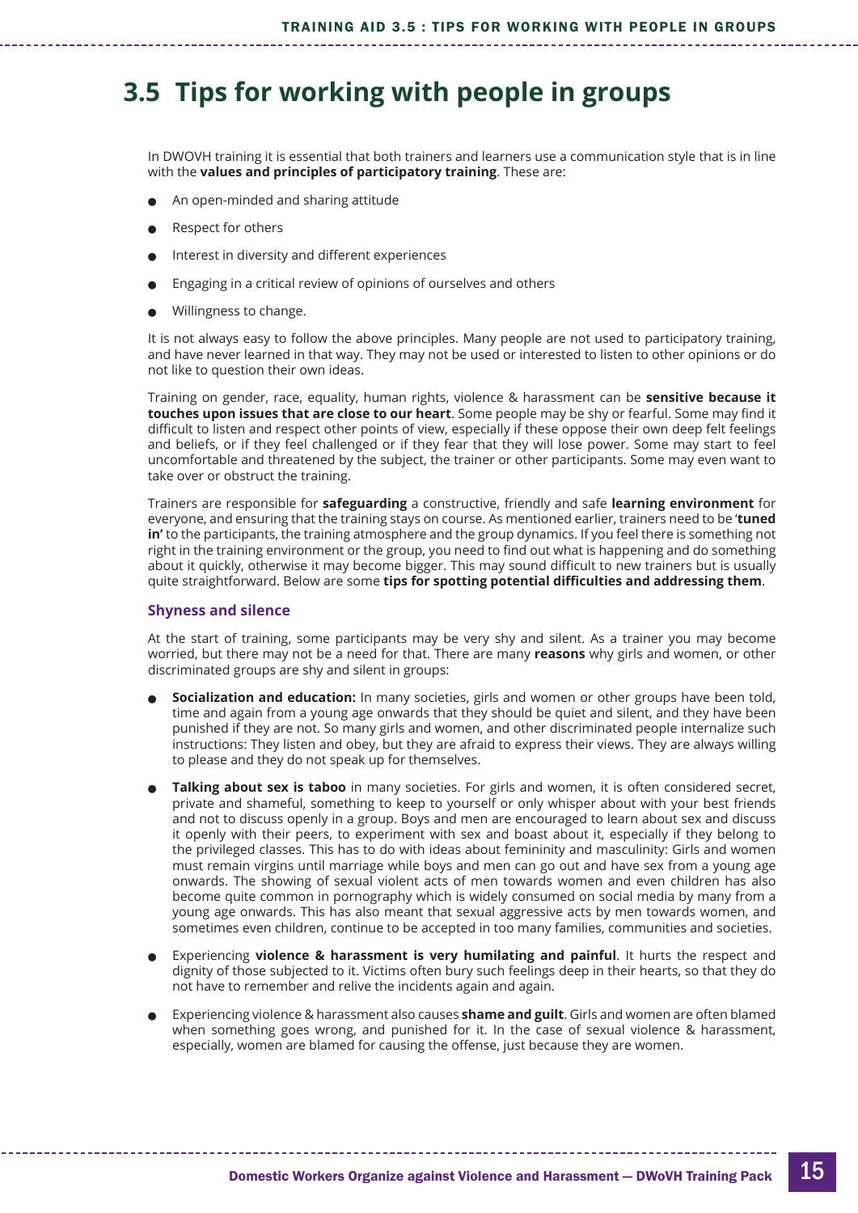# 3.5 Tips for working with people in groups

In DWOVH training it is essential that both trainers and learners use a communication style that is in line with the **values and principles of participatory training**. These are:

- An open-minded and sharing attitude
- Respect for others
- Interest in diversity and different experiences
- Engaging in a critical review of opinions of ourselves and others
- Willingness to change.

It is not always easy to follow the above principles. Many people are not used to participatory training, and have never learned in that way. They may not be used or interested to listen to other opinions or do not like to question their own ideas.

Training on gender, race, equality, human rights, violence & harassment can be **sensitive because it touches upon issues that are close to our heart**. Some people may be shy or fearful. Some may find it difficult to listen and respect other points of view, especially if these oppose their own deep felt feelings and beliefs, or if they feel challenged or if they fear that they will lose power. Some may start to feel uncomfortable and threatened by the subject, the trainer or other participants. Some may even want to take over or obstruct the training.

Trainers are responsible for **safeguarding** a constructive, friendly and safe **learning environment** for everyone, and ensuring that the training stays on course. As mentioned earlier, trainers need to be '**tuned in'** to the participants, the training atmosphere and the group dynamics. If you feel there is something not right in the training environment or the group, you need to find out what is happening and do something about it quickly, otherwise it may become bigger. This may sound difficult to new trainers but is usually quite straightforward. Below are some **tips for spotting potential difficulties and addressing them**.

### Shyness and silence

At the start of training, some participants may be very shy and silent. As a trainer you may become worried, but there may not be a need for that. There are many **reasons** why girls and women, or other discriminated groups are shy and silent in groups:

- **Socialization and education:** In many societies, girls and women or other groups have been told, time and again from a young age onwards that they should be quiet and silent, and they have been punished if they are not. So many girls and women, and other discriminated people internalize such instructions: They listen and obey, but they are afraid to express their views. They are always willing to please and they do not speak up for themselves.
- **Talking about sex is taboo** in many societies. For girls and women, it is often considered secret, private and shameful, something to keep to yourself or only whisper about with your best friends and not to discuss openly in a group. Boys and men are encouraged to learn about sex and discuss it openly with their peers, to experiment with sex and boast about it, especially if they belong to the privileged classes. This has to do with ideas about femininity and masculinity: Girls and women must remain virgins until marriage while boys and men can go out and have sex from a young age onwards. The showing of sexual violent acts of men towards women and even children has also become quite common in pornography which is widely consumed on social media by many from a young age onwards. This has also meant that sexual aggressive acts by men towards women, and sometimes even children, continue to be accepted in too many families, communities and societies.
- Experiencing **violence & harassment is very humilating and painful**. It hurts the respect and dignity of those subjected to it. Victims often bury such feelings deep in their hearts, so that they do not have to remember and relive the incidents again and again.
- Experiencing violence & harassment also causes **shame and guilt**. Girls and women are often blamed when something goes wrong, and punished for it. In the case of sexual violence & harassment, especially, women are blamed for causing the offense, just because they are women.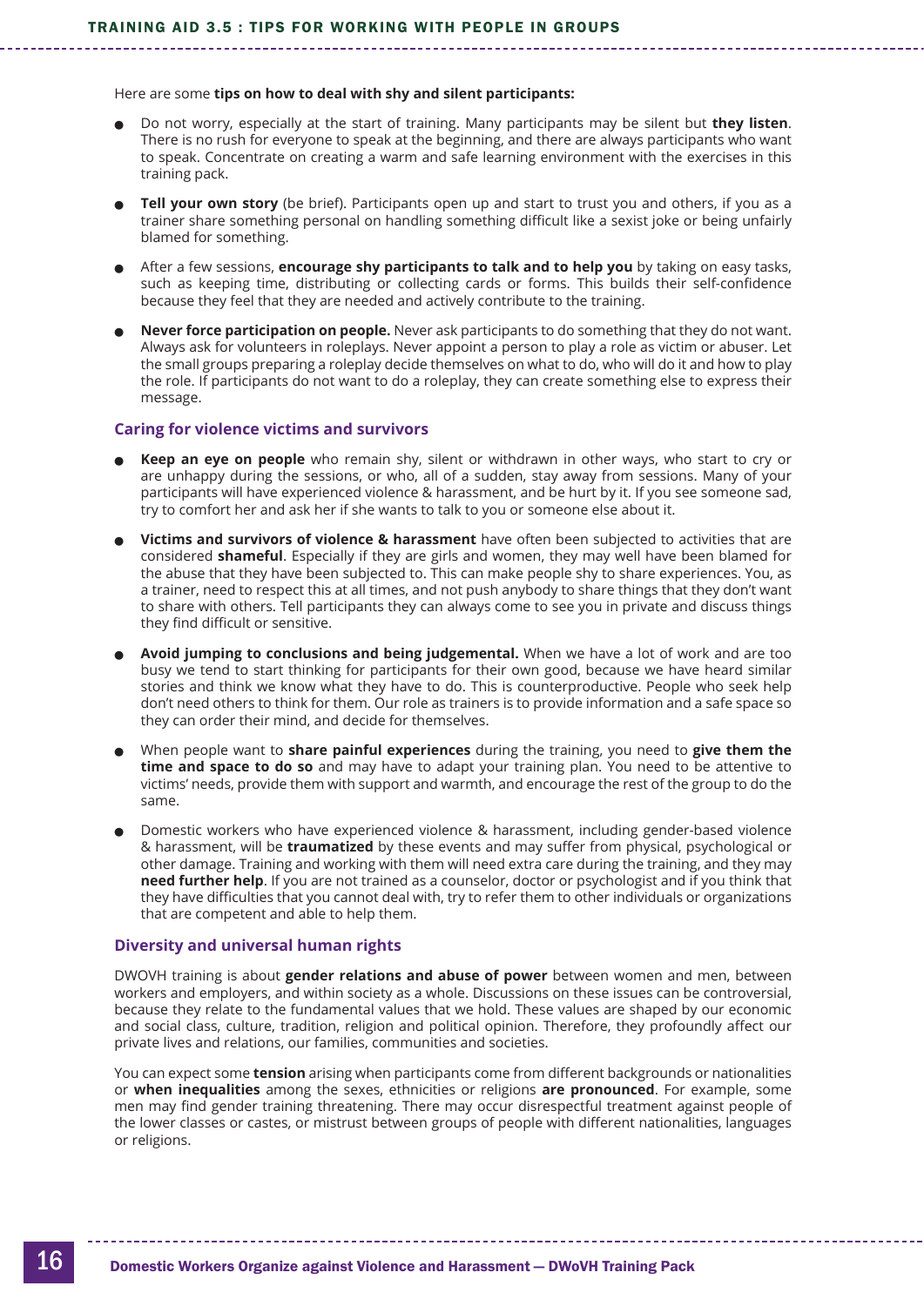Here are some **tips on how to deal with shy and silent participants:**

- Do not worry, especially at the start of training. Many participants may be silent but **they listen**. There is no rush for everyone to speak at the beginning, and there are always participants who want to speak. Concentrate on creating a warm and safe learning environment with the exercises in this training pack.
- **Tell your own story** (be brief). Participants open up and start to trust you and others, if you as a trainer share something personal on handling something difficult like a sexist joke or being unfairly blamed for something.
- After a few sessions, **encourage shy participants to talk and to help you** by taking on easy tasks, such as keeping time, distributing or collecting cards or forms. This builds their self-confidence because they feel that they are needed and actively contribute to the training.
- **Never force participation on people.** Never ask participants to do something that they do not want. Always ask for volunteers in roleplays. Never appoint a person to play a role as victim or abuser. Let the small groups preparing a roleplay decide themselves on what to do, who will do it and how to play the role. If participants do not want to do a roleplay, they can create something else to express their message.

### Caring for violence victims and survivors

- **Keep an eye on people** who remain shy, silent or withdrawn in other ways, who start to cry or are unhappy during the sessions, or who, all of a sudden, stay away from sessions. Many of your participants will have experienced violence & harassment, and be hurt by it. If you see someone sad, try to comfort her and ask her if she wants to talk to you or someone else about it.
- **Victims and survivors of violence & harassment** have often been subjected to activities that are considered **shameful**. Especially if they are girls and women, they may well have been blamed for the abuse that they have been subjected to. This can make people shy to share experiences. You, as a trainer, need to respect this at all times, and not push anybody to share things that they don't want to share with others. Tell participants they can always come to see you in private and discuss things they find difficult or sensitive.
- **Avoid jumping to conclusions and being judgemental.** When we have a lot of work and are too busy we tend to start thinking for participants for their own good, because we have heard similar stories and think we know what they have to do. This is counterproductive. People who seek help don't need others to think for them. Our role as trainers is to provide information and a safe space so they can order their mind, and decide for themselves.
- When people want to **share painful experiences** during the training, you need to **give them the time and space to do so** and may have to adapt your training plan. You need to be attentive to victims' needs, provide them with support and warmth, and encourage the rest of the group to do the same.
- Domestic workers who have experienced violence & harassment, including gender-based violence & harassment, will be **traumatized** by these events and may suffer from physical, psychological or other damage. Training and working with them will need extra care during the training, and they may **need further help**. If you are not trained as a counselor, doctor or psychologist and if you think that they have difficulties that you cannot deal with, try to refer them to other individuals or organizations that are competent and able to help them.

### Diversity and universal human rights

DWOVH training is about **gender relations and abuse of power** between women and men, between workers and employers, and within society as a whole. Discussions on these issues can be controversial, because they relate to the fundamental values that we hold. These values are shaped by our economic and social class, culture, tradition, religion and political opinion. Therefore, they profoundly affect our private lives and relations, our families, communities and societies.

You can expect some **tension** arising when participants come from different backgrounds or nationalities or **when inequalities** among the sexes, ethnicities or religions **are pronounced**. For example, some men may find gender training threatening. There may occur disrespectful treatment against people of the lower classes or castes, or mistrust between groups of people with different nationalities, languages or religions.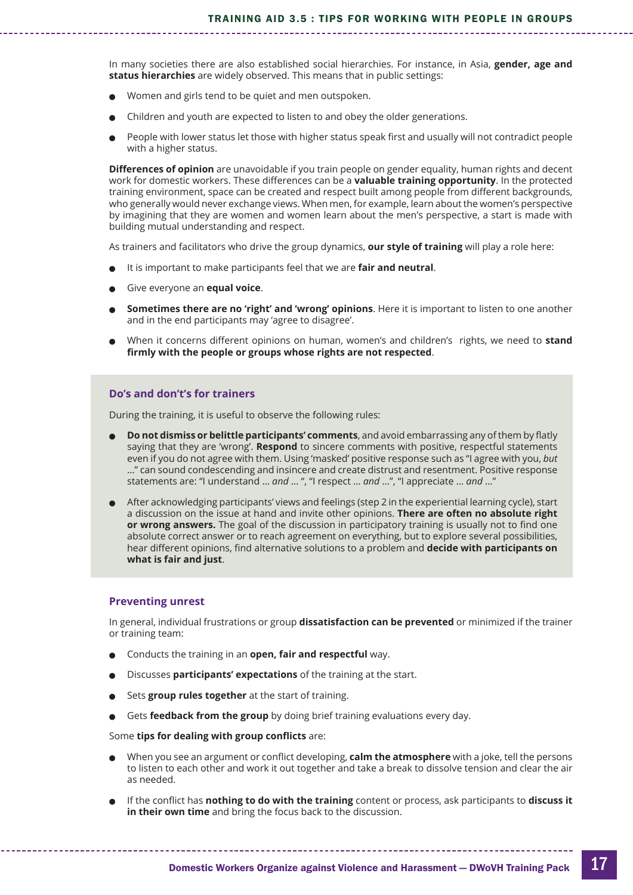In many societies there are also established social hierarchies. For instance, in Asia, **gender, age and status hierarchies** are widely observed. This means that in public settings:

- Women and girls tend to be quiet and men outspoken.
- Children and youth are expected to listen to and obey the older generations.
- People with lower status let those with higher status speak first and usually will not contradict people with a higher status.

**Differences of opinion** are unavoidable if you train people on gender equality, human rights and decent work for domestic workers. These differences can be a **valuable training opportunity**. In the protected training environment, space can be created and respect built among people from different backgrounds, who generally would never exchange views. When men, for example, learn about the women's perspective by imagining that they are women and women learn about the men's perspective, a start is made with building mutual understanding and respect.

As trainers and facilitators who drive the group dynamics, **our style of training** will play a role here:

- It is important to make participants feel that we are **fair and neutral**.
- Give everyone an **equal voice**.
- **Sometimes there are no 'right' and 'wrong' opinions**. Here it is important to listen to one another and in the end participants may 'agree to disagree'.
- When it concerns different opinions on human, women's and children's rights, we need to **stand firmly with the people or groups whose rights are not respected**.

### Do's and don't's for trainers

During the training, it is useful to observe the following rules:

- **Do not dismiss or belittle participants' comments**, and avoid embarrassing any of them by flatly saying that they are 'wrong'. **Respond** to sincere comments with positive, respectful statements even if you do not agree with them. Using 'masked' positive response such as "I agree with you, *but* ..." can sound condescending and insincere and create distrust and resentment. Positive response statements are: "I understand ... *and* ... ", "I respect ... *and* ...", "I appreciate ... *and* ..."
- After acknowledging participants' views and feelings (step 2 in the experiential learning cycle), start a discussion on the issue at hand and invite other opinions. **There are often no absolute right or wrong answers.** The goal of the discussion in participatory training is usually not to find one absolute correct answer or to reach agreement on everything, but to explore several possibilities, hear different opinions, find alternative solutions to a problem and **decide with participants on what is fair and just**.

### Preventing unrest

In general, individual frustrations or group **dissatisfaction can be prevented** or minimized if the trainer or training team:

- Conducts the training in an **open, fair and respectful** way.
- Discusses **participants' expectations** of the training at the start.
- Sets **group rules together** at the start of training.
- Gets **feedback from the group** by doing brief training evaluations every day.

Some **tips for dealing with group conflicts** are:

- When you see an argument or conflict developing, **calm the atmosphere** with a joke, tell the persons to listen to each other and work it out together and take a break to dissolve tension and clear the air as needed.
- If the conflict has **nothing to do with the training** content or process, ask participants to **discuss it in their own time** and bring the focus back to the discussion.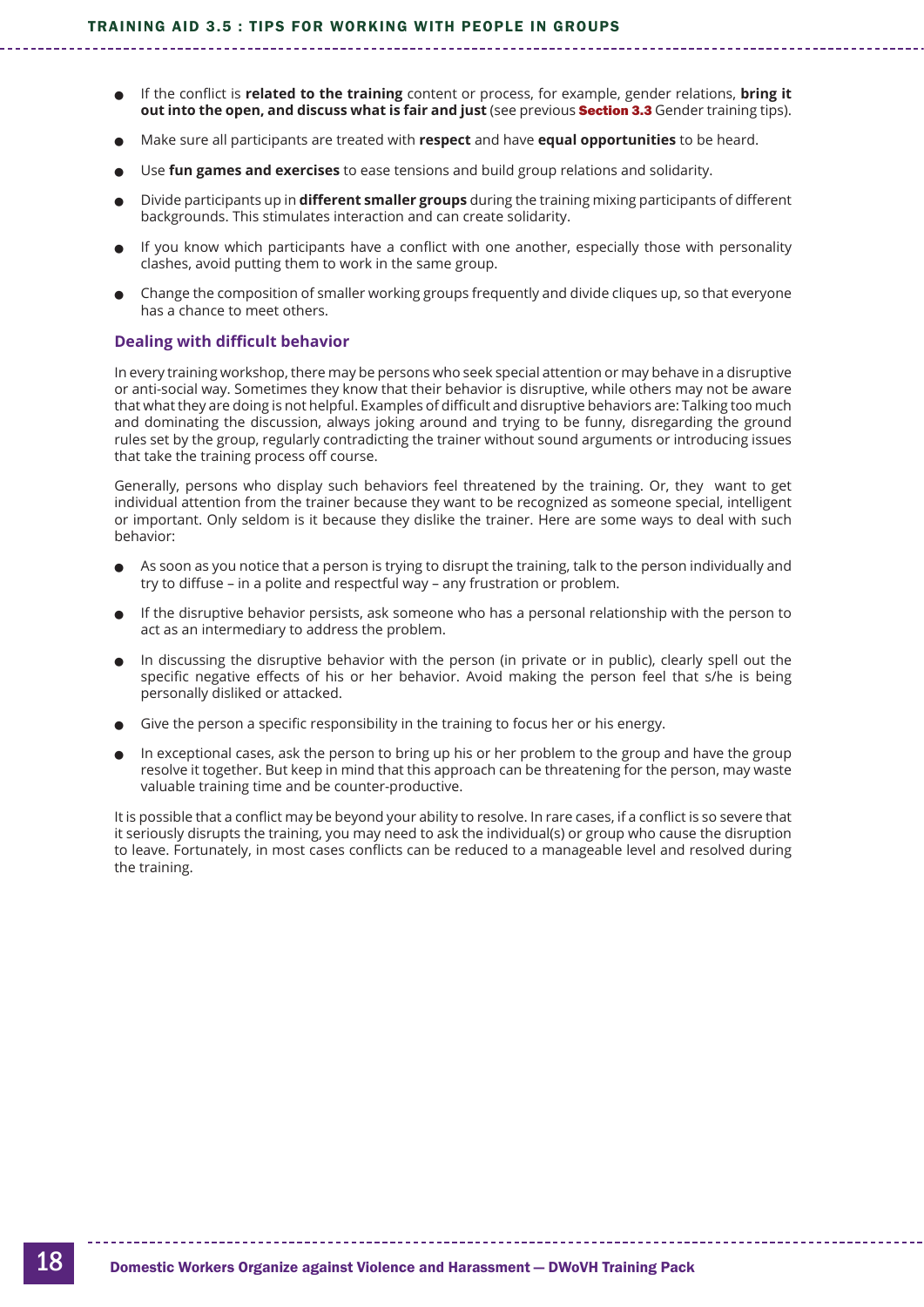- If the conflict is **related to the training** content or process, for example, gender relations, **bring it out into the open, and discuss what is fair and just** (see previous **Section 3.3** Gender training tips).
- Make sure all participants are treated with **respect** and have **equal opportunities** to be heard.
- Use **fun games and exercises** to ease tensions and build group relations and solidarity.
- Divide participants up in **different smaller groups** during the training mixing participants of different backgrounds. This stimulates interaction and can create solidarity.
- If you know which participants have a conflict with one another, especially those with personality clashes, avoid putting them to work in the same group.
- Change the composition of smaller working groups frequently and divide cliques up, so that everyone has a chance to meet others.

### Dealing with difficult behavior

In every training workshop, there may be persons who seek special attention or may behave in a disruptive or anti-social way. Sometimes they know that their behavior is disruptive, while others may not be aware that what they are doing is not helpful. Examples of difficult and disruptive behaviors are: Talking too much and dominating the discussion, always joking around and trying to be funny, disregarding the ground rules set by the group, regularly contradicting the trainer without sound arguments or introducing issues that take the training process off course.

Generally, persons who display such behaviors feel threatened by the training. Or, they want to get individual attention from the trainer because they want to be recognized as someone special, intelligent or important. Only seldom is it because they dislike the trainer. Here are some ways to deal with such behavior:

- As soon as you notice that a person is trying to disrupt the training, talk to the person individually and try to diffuse – in a polite and respectful way – any frustration or problem.
- If the disruptive behavior persists, ask someone who has a personal relationship with the person to act as an intermediary to address the problem.
- In discussing the disruptive behavior with the person (in private or in public), clearly spell out the specific negative effects of his or her behavior. Avoid making the person feel that s/he is being personally disliked or attacked.
- Give the person a specific responsibility in the training to focus her or his energy.
- In exceptional cases, ask the person to bring up his or her problem to the group and have the group resolve it together. But keep in mind that this approach can be threatening for the person, may waste valuable training time and be counter-productive.

It is possible that a conflict may be beyond your ability to resolve. In rare cases, if a conflict is so severe that it seriously disrupts the training, you may need to ask the individual(s) or group who cause the disruption to leave. Fortunately, in most cases conflicts can be reduced to a manageable level and resolved during the training.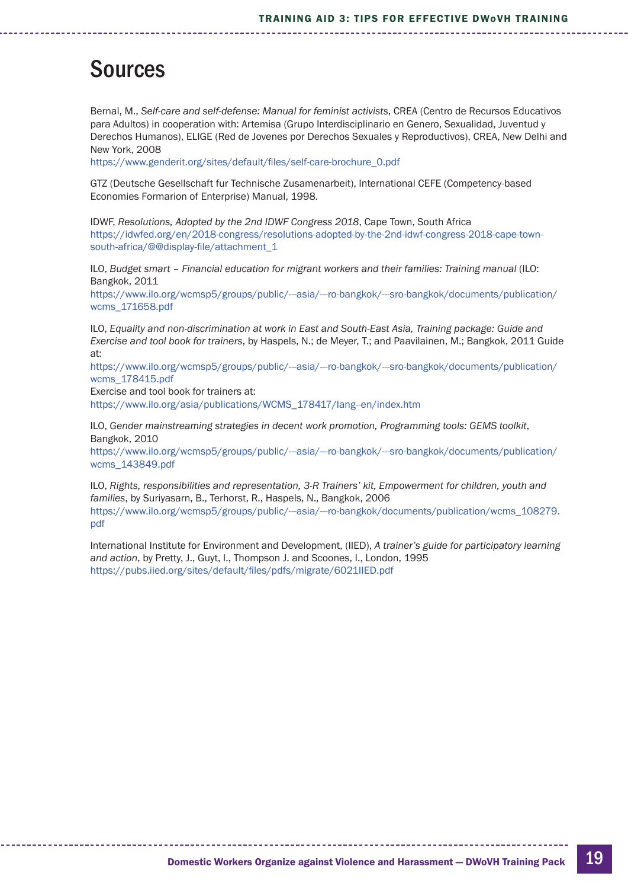# Sources

Bernal, M., *Self-care and self-defense: Manual for feminist activists*, CREA (Centro de Recursos Educativos para Adultos) in cooperation with: Artemisa (Grupo Interdisciplinario en Genero, Sexualidad, Juventud y Derechos Humanos), ELIGE (Red de Jovenes por Derechos Sexuales y Reproductivos), CREA, New Delhi and New York, 2008
https://www.genderit.org/sites/default/files/self-care-brochure_0.pdf

GTZ (Deutsche Gesellschaft fur Technische Zusamenarbeit), International CEFE (Competency-based Economies Formarion of Enterprise) Manual, 1998.

IDWF, *Resolutions, Adopted by the 2nd IDWF Congress 2018*, Cape Town, South Africa
https://idwfed.org/en/2018-congress/resolutions-adopted-by-the-2nd-idwf-congress-2018-cape-town-south-africa/@@display-file/attachment_1

ILO, *Budget smart – Financial education for migrant workers and their families: Training manual* (ILO: Bangkok, 2011
https://www.ilo.org/wcmsp5/groups/public/---asia/---ro-bangkok/---sro-bangkok/documents/publication/wcms_171658.pdf

ILO, *Equality and non-discrimination at work in East and South-East Asia, Training package: Guide and Exercise and tool book for trainers*, by Haspels, N.; de Meyer, T.; and Paavilainen, M.; Bangkok, 2011 Guide at:
https://www.ilo.org/wcmsp5/groups/public/---asia/---ro-bangkok/---sro-bangkok/documents/publication/wcms_178415.pdf
Exercise and tool book for trainers at:
https://www.ilo.org/asia/publications/WCMS_178417/lang--en/index.htm

ILO, *Gender mainstreaming strategies in decent work promotion, Programming tools: GEMS toolkit*, Bangkok, 2010
https://www.ilo.org/wcmsp5/groups/public/---asia/---ro-bangkok/---sro-bangkok/documents/publication/wcms_143849.pdf

ILO, *Rights, responsibilities and representation, 3-R Trainers' kit, Empowerment for children, youth and families*, by Suriyasarn, B., Terhorst, R., Haspels, N., Bangkok, 2006
https://www.ilo.org/wcmsp5/groups/public/---asia/---ro-bangkok/documents/publication/wcms_108279.pdf

International Institute for Environment and Development, (IIED), *A trainer's guide for participatory learning and action*, by Pretty, J., Guyt, I., Thompson J. and Scoones, I., London, 1995
https://pubs.iied.org/sites/default/files/pdfs/migrate/6021IIED.pdf